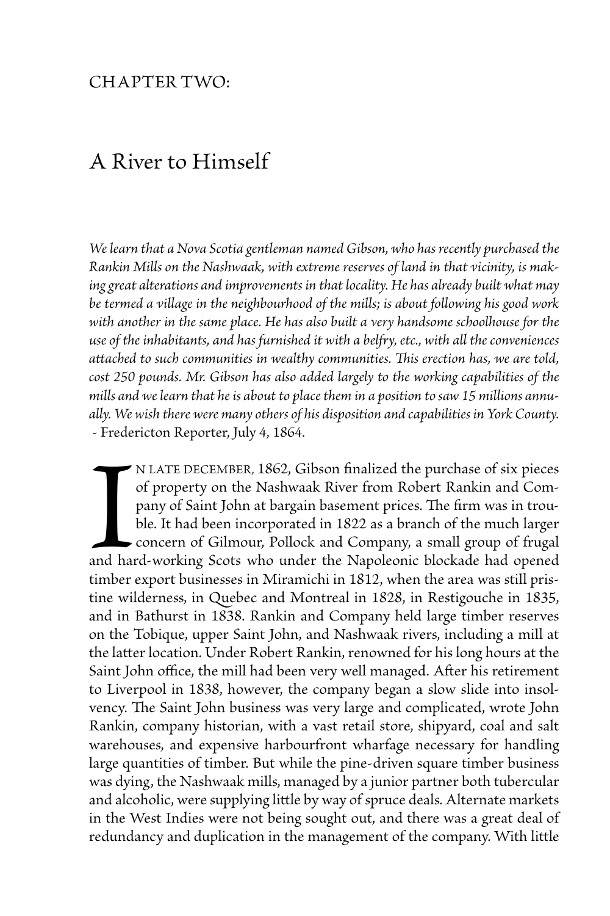# CHAPTER TWO:

## A River to Himself

*We learn that a Nova Scotia gentleman named Gibson, who has recently purchased the Rankin Mills on the Nashwaak, with extreme reserves of land in that vicinity, is making great alterations and improvements in that locality. He has already built what may be termed a village in the neighbourhood of the mills; is about following his good work with another in the same place. He has also built a very handsome schoolhouse for the use of the inhabitants, and has furnished it with a belfry, etc., with all the conveniences attached to such communities in wealthy communities. This erection has, we are told, cost 250 pounds. Mr. Gibson has also added largely to the working capabilities of the mills and we learn that he is about to place them in a position to saw 15 millions annually. We wish there were many others of his disposition and capabilities in York County.*
- Fredericton Reporter, July 4, 1864.

In late December, 1862, Gibson finalized the purchase of six pieces of property on the Nashwaak River from Robert Rankin and Company of Saint John at bargain basement prices. The firm was in trouble. It had been incorporated in 1822 as a branch of the much larger concern of Gilmour, Pollock and Company, a small group of frugal and hard-working Scots who under the Napoleonic blockade had opened timber export businesses in Miramichi in 1812, when the area was still pristine wilderness, in Quebec and Montreal in 1828, in Restigouche in 1835, and in Bathurst in 1838. Rankin and Company held large timber reserves on the Tobique, upper Saint John, and Nashwaak rivers, including a mill at the latter location. Under Robert Rankin, renowned for his long hours at the Saint John office, the mill had been very well managed. After his retirement to Liverpool in 1838, however, the company began a slow slide into insolvency. The Saint John business was very large and complicated, wrote John Rankin, company historian, with a vast retail store, shipyard, coal and salt warehouses, and expensive harbourfront wharfage necessary for handling large quantities of timber. But while the pine-driven square timber business was dying, the Nashwaak mills, managed by a junior partner both tubercular and alcoholic, were supplying little by way of spruce deals. Alternate markets in the West Indies were not being sought out, and there was a great deal of redundancy and duplication in the management of the company. With little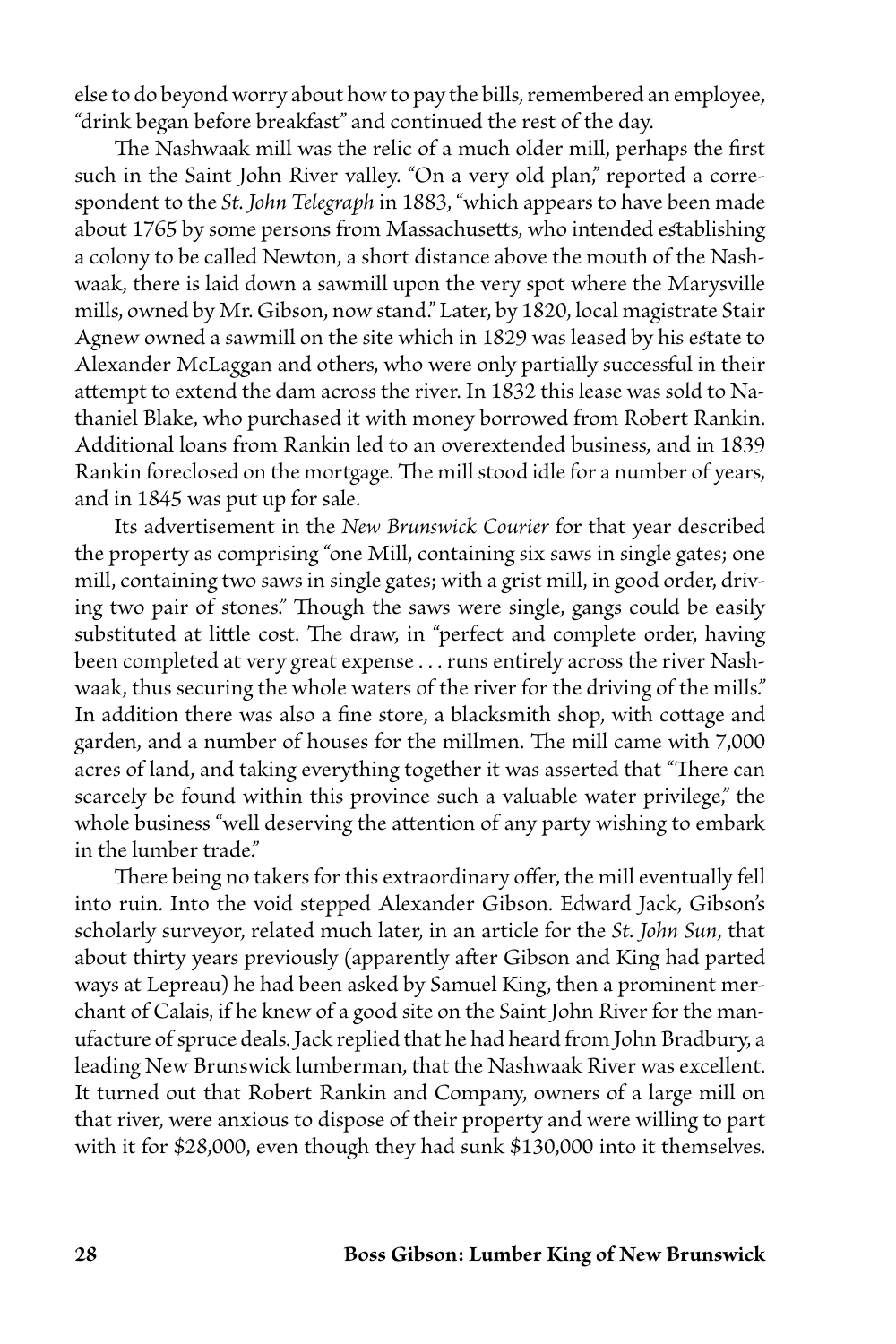else to do beyond worry about how to pay the bills, remembered an employee, "drink began before breakfast" and continued the rest of the day.

The Nashwaak mill was the relic of a much older mill, perhaps the first such in the Saint John River valley. "On a very old plan," reported a correspondent to the *St. John Telegraph* in 1883, "which appears to have been made about 1765 by some persons from Massachusetts, who intended establishing a colony to be called Newton, a short distance above the mouth of the Nashwaak, there is laid down a sawmill upon the very spot where the Marysville mills, owned by Mr. Gibson, now stand." Later, by 1820, local magistrate Stair Agnew owned a sawmill on the site which in 1829 was leased by his estate to Alexander McLaggan and others, who were only partially successful in their attempt to extend the dam across the river. In 1832 this lease was sold to Nathaniel Blake, who purchased it with money borrowed from Robert Rankin. Additional loans from Rankin led to an overextended business, and in 1839 Rankin foreclosed on the mortgage. The mill stood idle for a number of years, and in 1845 was put up for sale.

Its advertisement in the *New Brunswick Courier* for that year described the property as comprising "one Mill, containing six saws in single gates; one mill, containing two saws in single gates; with a grist mill, in good order, driving two pair of stones." Though the saws were single, gangs could be easily substituted at little cost. The draw, in "perfect and complete order, having been completed at very great expense . . . runs entirely across the river Nashwaak, thus securing the whole waters of the river for the driving of the mills." In addition there was also a fine store, a blacksmith shop, with cottage and garden, and a number of houses for the millmen. The mill came with 7,000 acres of land, and taking everything together it was asserted that "There can scarcely be found within this province such a valuable water privilege," the whole business "well deserving the attention of any party wishing to embark in the lumber trade."

There being no takers for this extraordinary offer, the mill eventually fell into ruin. Into the void stepped Alexander Gibson. Edward Jack, Gibson's scholarly surveyor, related much later, in an article for the *St. John Sun*, that about thirty years previously (apparently after Gibson and King had parted ways at Lepreau) he had been asked by Samuel King, then a prominent merchant of Calais, if he knew of a good site on the Saint John River for the manufacture of spruce deals. Jack replied that he had heard from John Bradbury, a leading New Brunswick lumberman, that the Nashwaak River was excellent. It turned out that Robert Rankin and Company, owners of a large mill on that river, were anxious to dispose of their property and were willing to part with it for $28,000, even though they had sunk $130,000 into it themselves.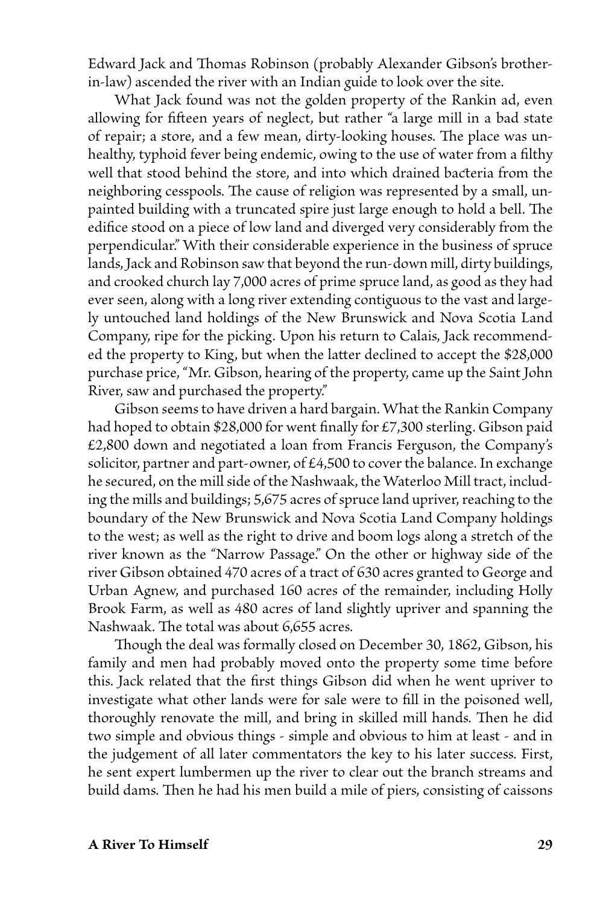Edward Jack and Thomas Robinson (probably Alexander Gibson's brother-in-law) ascended the river with an Indian guide to look over the site.

What Jack found was not the golden property of the Rankin ad, even allowing for fifteen years of neglect, but rather "a large mill in a bad state of repair; a store, and a few mean, dirty-looking houses. The place was unhealthy, typhoid fever being endemic, owing to the use of water from a filthy well that stood behind the store, and into which drained bacteria from the neighboring cesspools. The cause of religion was represented by a small, unpainted building with a truncated spire just large enough to hold a bell. The edifice stood on a piece of low land and diverged very considerably from the perpendicular." With their considerable experience in the business of spruce lands, Jack and Robinson saw that beyond the run-down mill, dirty buildings, and crooked church lay 7,000 acres of prime spruce land, as good as they had ever seen, along with a long river extending contiguous to the vast and largely untouched land holdings of the New Brunswick and Nova Scotia Land Company, ripe for the picking. Upon his return to Calais, Jack recommended the property to King, but when the latter declined to accept the $28,000 purchase price, "Mr. Gibson, hearing of the property, came up the Saint John River, saw and purchased the property."

Gibson seems to have driven a hard bargain. What the Rankin Company had hoped to obtain $28,000 for went finally for £7,300 sterling. Gibson paid £2,800 down and negotiated a loan from Francis Ferguson, the Company's solicitor, partner and part-owner, of £4,500 to cover the balance. In exchange he secured, on the mill side of the Nashwaak, the Waterloo Mill tract, including the mills and buildings; 5,675 acres of spruce land upriver, reaching to the boundary of the New Brunswick and Nova Scotia Land Company holdings to the west; as well as the right to drive and boom logs along a stretch of the river known as the "Narrow Passage." On the other or highway side of the river Gibson obtained 470 acres of a tract of 630 acres granted to George and Urban Agnew, and purchased 160 acres of the remainder, including Holly Brook Farm, as well as 480 acres of land slightly upriver and spanning the Nashwaak. The total was about 6,655 acres.

Though the deal was formally closed on December 30, 1862, Gibson, his family and men had probably moved onto the property some time before this. Jack related that the first things Gibson did when he went upriver to investigate what other lands were for sale were to fill in the poisoned well, thoroughly renovate the mill, and bring in skilled mill hands. Then he did two simple and obvious things - simple and obvious to him at least - and in the judgement of all later commentators the key to his later success. First, he sent expert lumbermen up the river to clear out the branch streams and build dams. Then he had his men build a mile of piers, consisting of caissons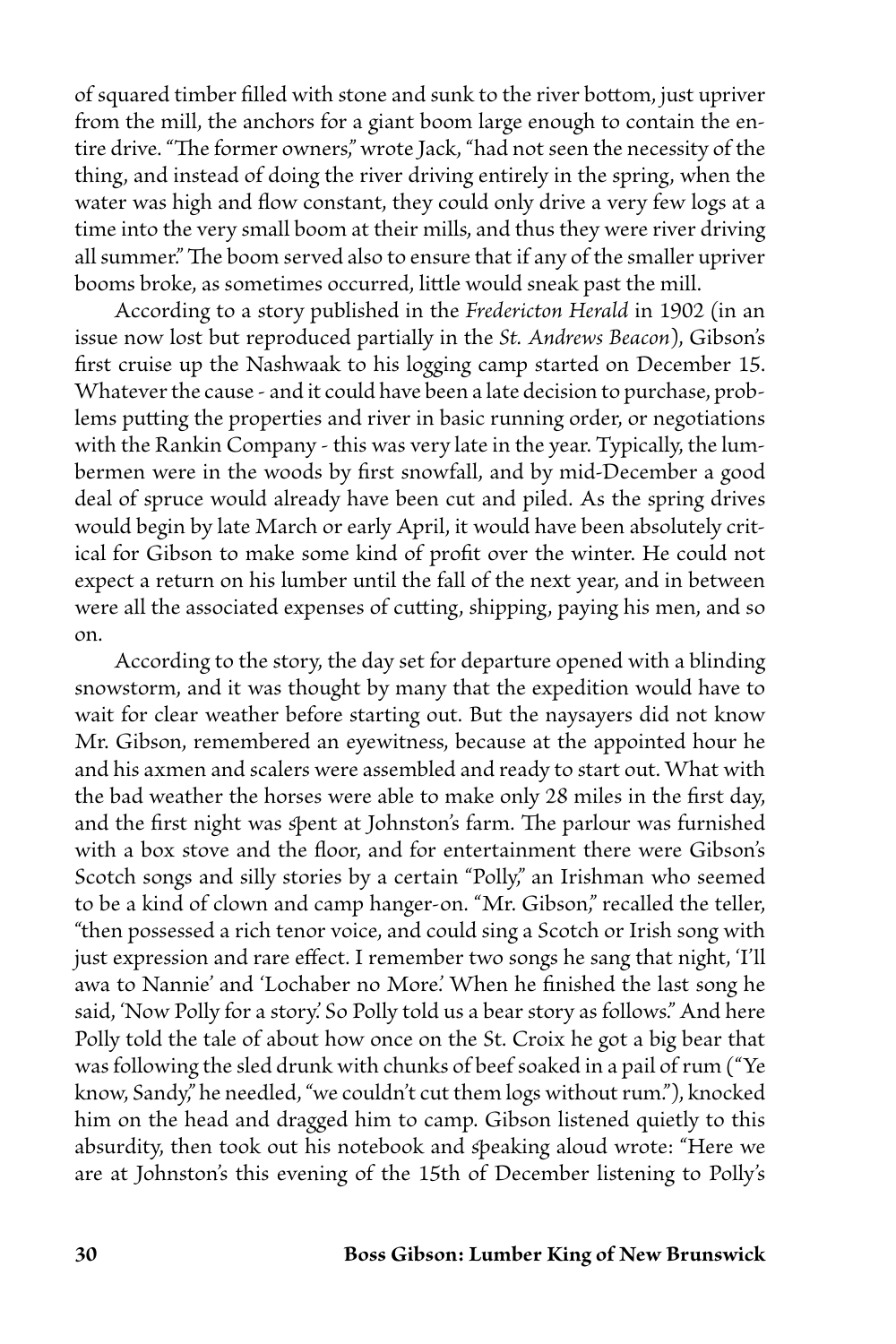of squared timber filled with stone and sunk to the river bottom, just upriver from the mill, the anchors for a giant boom large enough to contain the entire drive. "The former owners," wrote Jack, "had not seen the necessity of the thing, and instead of doing the river driving entirely in the spring, when the water was high and flow constant, they could only drive a very few logs at a time into the very small boom at their mills, and thus they were river driving all summer." The boom served also to ensure that if any of the smaller upriver booms broke, as sometimes occurred, little would sneak past the mill.

According to a story published in the *Fredericton Herald* in 1902 (in an issue now lost but reproduced partially in the *St. Andrews Beacon*), Gibson's first cruise up the Nashwaak to his logging camp started on December 15. Whatever the cause - and it could have been a late decision to purchase, problems putting the properties and river in basic running order, or negotiations with the Rankin Company - this was very late in the year. Typically, the lumbermen were in the woods by first snowfall, and by mid-December a good deal of spruce would already have been cut and piled. As the spring drives would begin by late March or early April, it would have been absolutely critical for Gibson to make some kind of profit over the winter. He could not expect a return on his lumber until the fall of the next year, and in between were all the associated expenses of cutting, shipping, paying his men, and so on.

According to the story, the day set for departure opened with a blinding snowstorm, and it was thought by many that the expedition would have to wait for clear weather before starting out. But the naysayers did not know Mr. Gibson, remembered an eyewitness, because at the appointed hour he and his axmen and scalers were assembled and ready to start out. What with the bad weather the horses were able to make only 28 miles in the first day, and the first night was spent at Johnston's farm. The parlour was furnished with a box stove and the floor, and for entertainment there were Gibson's Scotch songs and silly stories by a certain "Polly," an Irishman who seemed to be a kind of clown and camp hanger-on. "Mr. Gibson," recalled the teller, "then possessed a rich tenor voice, and could sing a Scotch or Irish song with just expression and rare effect. I remember two songs he sang that night, 'I'll awa to Nannie' and 'Lochaber no More.' When he finished the last song he said, 'Now Polly for a story.' So Polly told us a bear story as follows." And here Polly told the tale of about how once on the St. Croix he got a big bear that was following the sled drunk with chunks of beef soaked in a pail of rum ("Ye know, Sandy," he needled, "we couldn't cut them logs without rum."), knocked him on the head and dragged him to camp. Gibson listened quietly to this absurdity, then took out his notebook and speaking aloud wrote: "Here we are at Johnston's this evening of the 15th of December listening to Polly's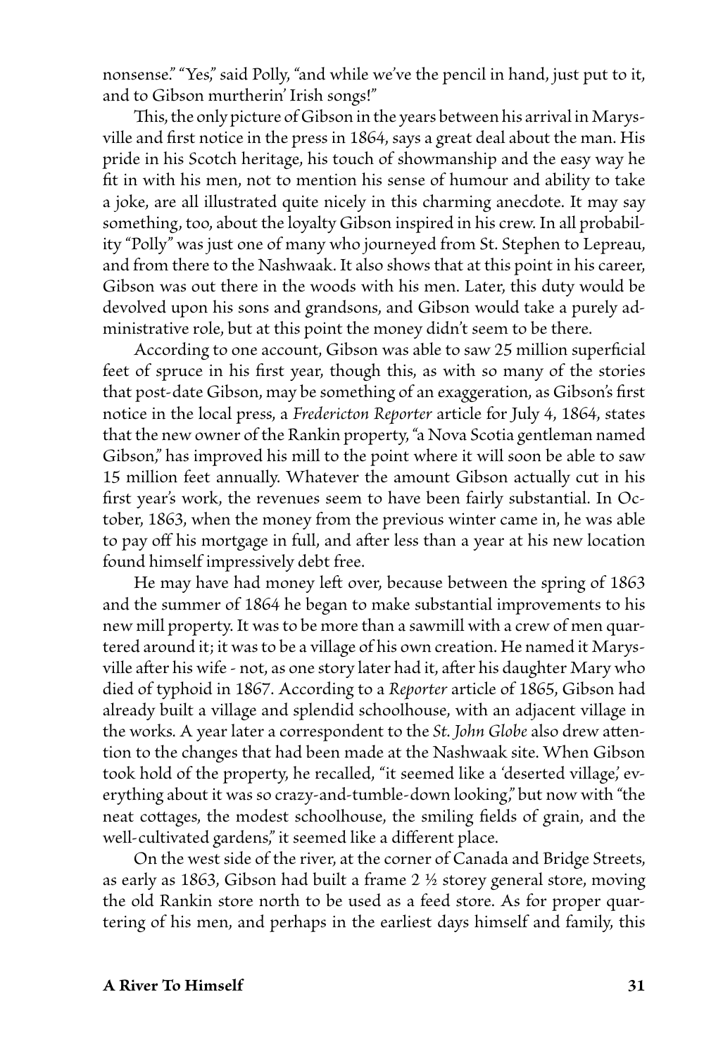nonsense." "Yes," said Polly, "and while we've the pencil in hand, just put to it, and to Gibson murtherin' Irish songs!"

This, the only picture of Gibson in the years between his arrival in Marysville and first notice in the press in 1864, says a great deal about the man. His pride in his Scotch heritage, his touch of showmanship and the easy way he fit in with his men, not to mention his sense of humour and ability to take a joke, are all illustrated quite nicely in this charming anecdote. It may say something, too, about the loyalty Gibson inspired in his crew. In all probability "Polly" was just one of many who journeyed from St. Stephen to Lepreau, and from there to the Nashwaak. It also shows that at this point in his career, Gibson was out there in the woods with his men. Later, this duty would be devolved upon his sons and grandsons, and Gibson would take a purely administrative role, but at this point the money didn't seem to be there.

According to one account, Gibson was able to saw 25 million superficial feet of spruce in his first year, though this, as with so many of the stories that post-date Gibson, may be something of an exaggeration, as Gibson's first notice in the local press, a *Fredericton Reporter* article for July 4, 1864, states that the new owner of the Rankin property, "a Nova Scotia gentleman named Gibson," has improved his mill to the point where it will soon be able to saw 15 million feet annually. Whatever the amount Gibson actually cut in his first year's work, the revenues seem to have been fairly substantial. In October, 1863, when the money from the previous winter came in, he was able to pay off his mortgage in full, and after less than a year at his new location found himself impressively debt free.

He may have had money left over, because between the spring of 1863 and the summer of 1864 he began to make substantial improvements to his new mill property. It was to be more than a sawmill with a crew of men quartered around it; it was to be a village of his own creation. He named it Marysville after his wife - not, as one story later had it, after his daughter Mary who died of typhoid in 1867. According to a *Reporter* article of 1865, Gibson had already built a village and splendid schoolhouse, with an adjacent village in the works. A year later a correspondent to the *St. John Globe* also drew attention to the changes that had been made at the Nashwaak site. When Gibson took hold of the property, he recalled, "it seemed like a 'deserted village,' everything about it was so crazy-and-tumble-down looking," but now with "the neat cottages, the modest schoolhouse, the smiling fields of grain, and the well-cultivated gardens," it seemed like a different place.

On the west side of the river, at the corner of Canada and Bridge Streets, as early as 1863, Gibson had built a frame 2 ½ storey general store, moving the old Rankin store north to be used as a feed store. As for proper quartering of his men, and perhaps in the earliest days himself and family, this